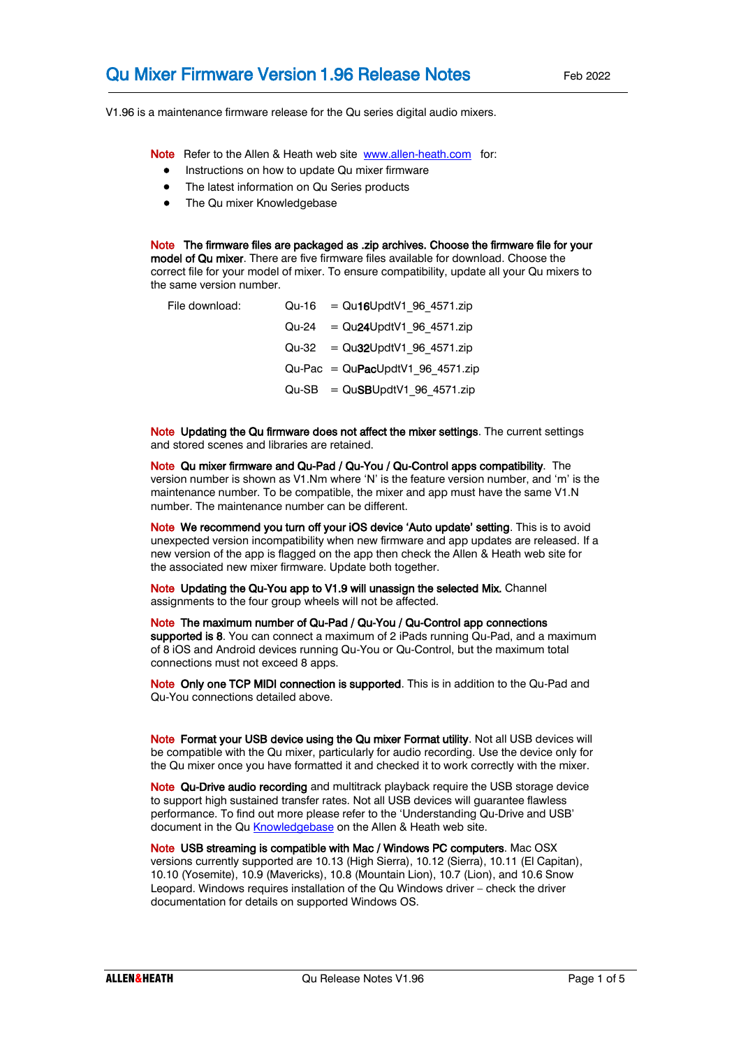# Qu Mixer Firmware Version 1.96 Release Notes

Feb 2022

V1.96 is a maintenance firmware release for the Qu series digital audio mixers.

**Note** Refer to the Allen & Heath web site [www.allen-heath.com](www.allen-heath.com) for:

- Instructions on how to update Qu mixer firmware
- The latest information on Qu Series products
- The Qu mixer Knowledgebase

**Note The firmware files are packaged as .zip archives. Choose the firmware file for your model of Qu mixer**. There are five firmware files available for download. Choose the correct file for your model of mixer. To ensure compatibility, update all your Qu mixers to the same version number.

| File download: | Qu-16 | = Qu**16**UpdtV1_96_4571.zip |
|---|---|---|
| | Qu-24 | = Qu**24**UpdtV1_96_4571.zip |
| | Qu-32 | = Qu**32**UpdtV1_96_4571.zip |
| | Qu-Pac | = Qu**Pac**UpdtV1_96_4571.zip |
| | Qu-SB | = Qu**SB**UpdtV1_96_4571.zip |

**Note Updating the Qu firmware does not affect the mixer settings**. The current settings and stored scenes and libraries are retained.

**Note Qu mixer firmware and Qu-Pad / Qu-You / Qu-Control apps compatibility**. The version number is shown as V1.Nm where 'N' is the feature version number, and 'm' is the maintenance number. To be compatible, the mixer and app must have the same V1.N number. The maintenance number can be different.

**Note We recommend you turn off your iOS device 'Auto update' setting**. This is to avoid unexpected version incompatibility when new firmware and app updates are released. If a new version of the app is flagged on the app then check the Allen & Heath web site for the associated new mixer firmware. Update both together.

**Note Updating the Qu-You app to V1.9 will unassign the selected Mix.** Channel assignments to the four group wheels will not be affected.

**Note The maximum number of Qu-Pad / Qu-You / Qu-Control app connections supported is 8**. You can connect a maximum of 2 iPads running Qu-Pad, and a maximum of 8 iOS and Android devices running Qu-You or Qu-Control, but the maximum total connections must not exceed 8 apps.

**Note Only one TCP MIDI connection is supported**. This is in addition to the Qu-Pad and Qu-You connections detailed above.

**Note Format your USB device using the Qu mixer Format utility**. Not all USB devices will be compatible with the Qu mixer, particularly for audio recording. Use the device only for the Qu mixer once you have formatted it and checked it to work correctly with the mixer.

**Note Qu-Drive audio recording** and multitrack playback require the USB storage device to support high sustained transfer rates. Not all USB devices will guarantee flawless performance. To find out more please refer to the 'Understanding Qu-Drive and USB' document in the Qu [Knowledgebase](Knowledgebase) on the Allen & Heath web site.

**Note USB streaming is compatible with Mac / Windows PC computers**. Mac OSX versions currently supported are 10.13 (High Sierra), 10.12 (Sierra), 10.11 (El Capitan), 10.10 (Yosemite), 10.9 (Mavericks), 10.8 (Mountain Lion), 10.7 (Lion), and 10.6 Snow Leopard. Windows requires installation of the Qu Windows driver – check the driver documentation for details on supported Windows OS.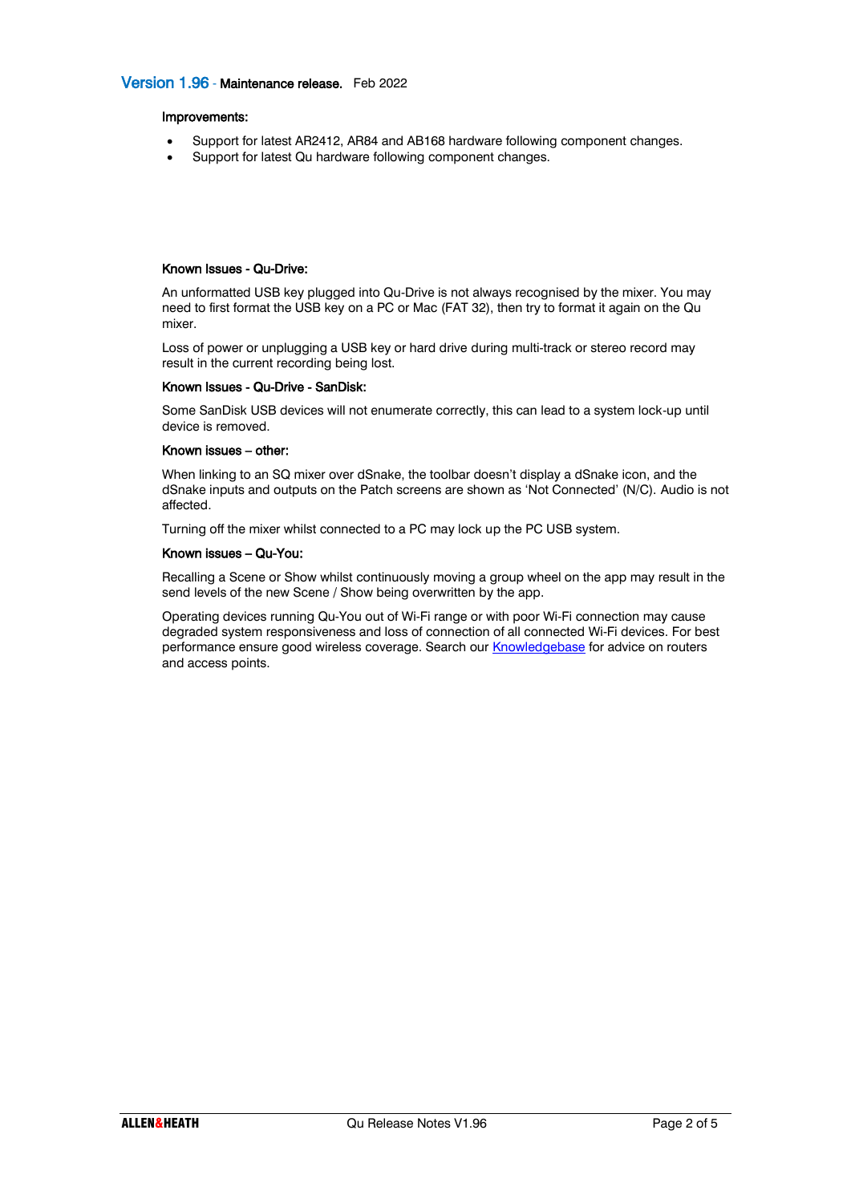## Version 1.96 - Maintenance release. Feb 2022

**Improvements:**

- Support for latest AR2412, AR84 and AB168 hardware following component changes.
- Support for latest Qu hardware following component changes.

**Known Issues - Qu-Drive:**

An unformatted USB key plugged into Qu-Drive is not always recognised by the mixer. You may need to first format the USB key on a PC or Mac (FAT 32), then try to format it again on the Qu mixer.

Loss of power or unplugging a USB key or hard drive during multi-track or stereo record may result in the current recording being lost.

**Known Issues - Qu-Drive - SanDisk:**

Some SanDisk USB devices will not enumerate correctly, this can lead to a system lock-up until device is removed.

**Known issues – other:**

When linking to an SQ mixer over dSnake, the toolbar doesn't display a dSnake icon, and the dSnake inputs and outputs on the Patch screens are shown as 'Not Connected' (N/C). Audio is not affected.

Turning off the mixer whilst connected to a PC may lock up the PC USB system.

**Known issues – Qu-You:**

Recalling a Scene or Show whilst continuously moving a group wheel on the app may result in the send levels of the new Scene / Show being overwritten by the app.

Operating devices running Qu-You out of Wi-Fi range or with poor Wi-Fi connection may cause degraded system responsiveness and loss of connection of all connected Wi-Fi devices. For best performance ensure good wireless coverage. Search our Knowledgebase for advice on routers and access points.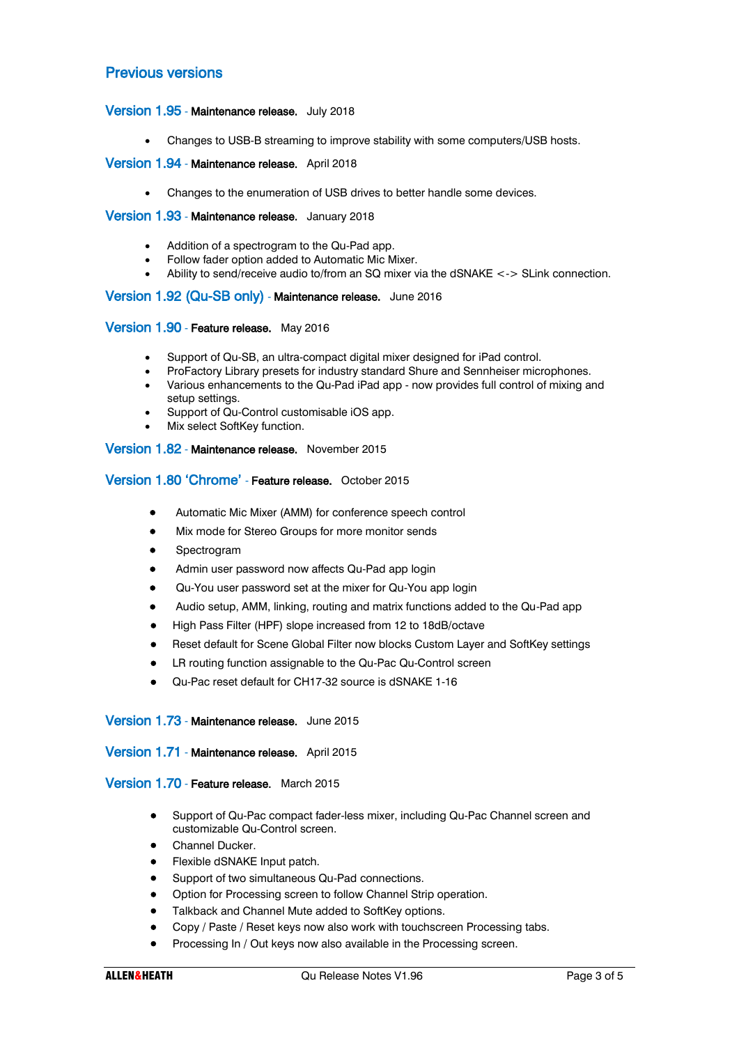## Previous versions

### Version 1.95 - Maintenance release. July 2018

- Changes to USB-B streaming to improve stability with some computers/USB hosts.

### Version 1.94 - Maintenance release. April 2018

- Changes to the enumeration of USB drives to better handle some devices.

### Version 1.93 - Maintenance release. January 2018

- Addition of a spectrogram to the Qu-Pad app.
- Follow fader option added to Automatic Mic Mixer.
- Ability to send/receive audio to/from an SQ mixer via the dSNAKE <-> SLink connection.

### Version 1.92 (Qu-SB only) - Maintenance release. June 2016

### Version 1.90 - Feature release. May 2016

- Support of Qu-SB, an ultra-compact digital mixer designed for iPad control.
- ProFactory Library presets for industry standard Shure and Sennheiser microphones.
- Various enhancements to the Qu-Pad iPad app - now provides full control of mixing and setup settings.
- Support of Qu-Control customisable iOS app.
- Mix select SoftKey function.

### Version 1.82 - Maintenance release. November 2015

### Version 1.80 'Chrome' - Feature release. October 2015

- Automatic Mic Mixer (AMM) for conference speech control
- Mix mode for Stereo Groups for more monitor sends
- Spectrogram
- Admin user password now affects Qu-Pad app login
- Qu-You user password set at the mixer for Qu-You app login
- Audio setup, AMM, linking, routing and matrix functions added to the Qu-Pad app
- High Pass Filter (HPF) slope increased from 12 to 18dB/octave
- Reset default for Scene Global Filter now blocks Custom Layer and SoftKey settings
- LR routing function assignable to the Qu-Pac Qu-Control screen
- Qu-Pac reset default for CH17-32 source is dSNAKE 1-16

### Version 1.73 - Maintenance release. June 2015

### Version 1.71 - Maintenance release. April 2015

### Version 1.70 - Feature release. March 2015

- Support of Qu-Pac compact fader-less mixer, including Qu-Pac Channel screen and customizable Qu-Control screen.
- Channel Ducker.
- Flexible dSNAKE Input patch.
- Support of two simultaneous Qu-Pad connections.
- Option for Processing screen to follow Channel Strip operation.
- Talkback and Channel Mute added to SoftKey options.
- Copy / Paste / Reset keys now also work with touchscreen Processing tabs.
- Processing In / Out keys now also available in the Processing screen.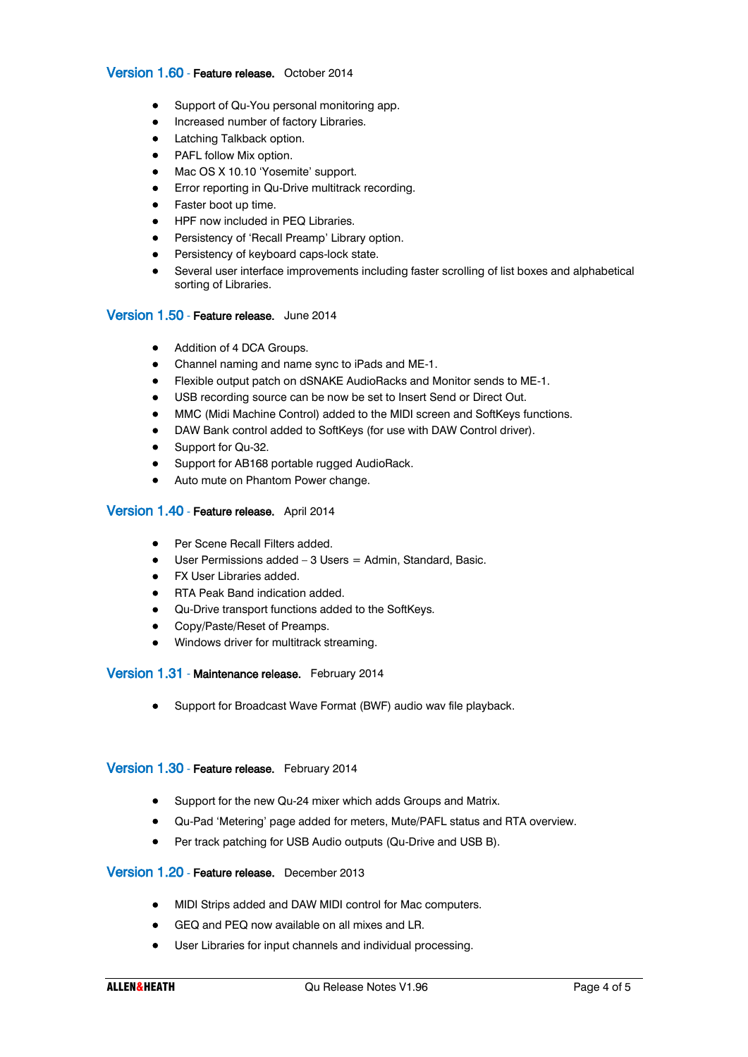## Version 1.60 - **Feature release.** October 2014

- Support of Qu-You personal monitoring app.
- Increased number of factory Libraries.
- Latching Talkback option.
- PAFL follow Mix option.
- Mac OS X 10.10 'Yosemite' support.
- Error reporting in Qu-Drive multitrack recording.
- Faster boot up time.
- HPF now included in PEQ Libraries.
- Persistency of 'Recall Preamp' Library option.
- Persistency of keyboard caps-lock state.
- Several user interface improvements including faster scrolling of list boxes and alphabetical sorting of Libraries.

## Version 1.50 - **Feature release.** June 2014

- Addition of 4 DCA Groups.
- Channel naming and name sync to iPads and ME-1.
- Flexible output patch on dSNAKE AudioRacks and Monitor sends to ME-1.
- USB recording source can be now be set to Insert Send or Direct Out.
- MMC (Midi Machine Control) added to the MIDI screen and SoftKeys functions.
- DAW Bank control added to SoftKeys (for use with DAW Control driver).
- Support for Qu-32.
- Support for AB168 portable rugged AudioRack.
- Auto mute on Phantom Power change.

## Version 1.40 - **Feature release.** April 2014

- Per Scene Recall Filters added.
- User Permissions added – 3 Users = Admin, Standard, Basic.
- FX User Libraries added.
- RTA Peak Band indication added.
- Qu-Drive transport functions added to the SoftKeys.
- Copy/Paste/Reset of Preamps.
- Windows driver for multitrack streaming.

## Version 1.31 - **Maintenance release.** February 2014

- Support for Broadcast Wave Format (BWF) audio wav file playback.

## Version 1.30 - **Feature release.** February 2014

- Support for the new Qu-24 mixer which adds Groups and Matrix.
- Qu-Pad 'Metering' page added for meters, Mute/PAFL status and RTA overview.
- Per track patching for USB Audio outputs (Qu-Drive and USB B).

## Version 1.20 - **Feature release.** December 2013

- MIDI Strips added and DAW MIDI control for Mac computers.
- GEQ and PEQ now available on all mixes and LR.
- User Libraries for input channels and individual processing.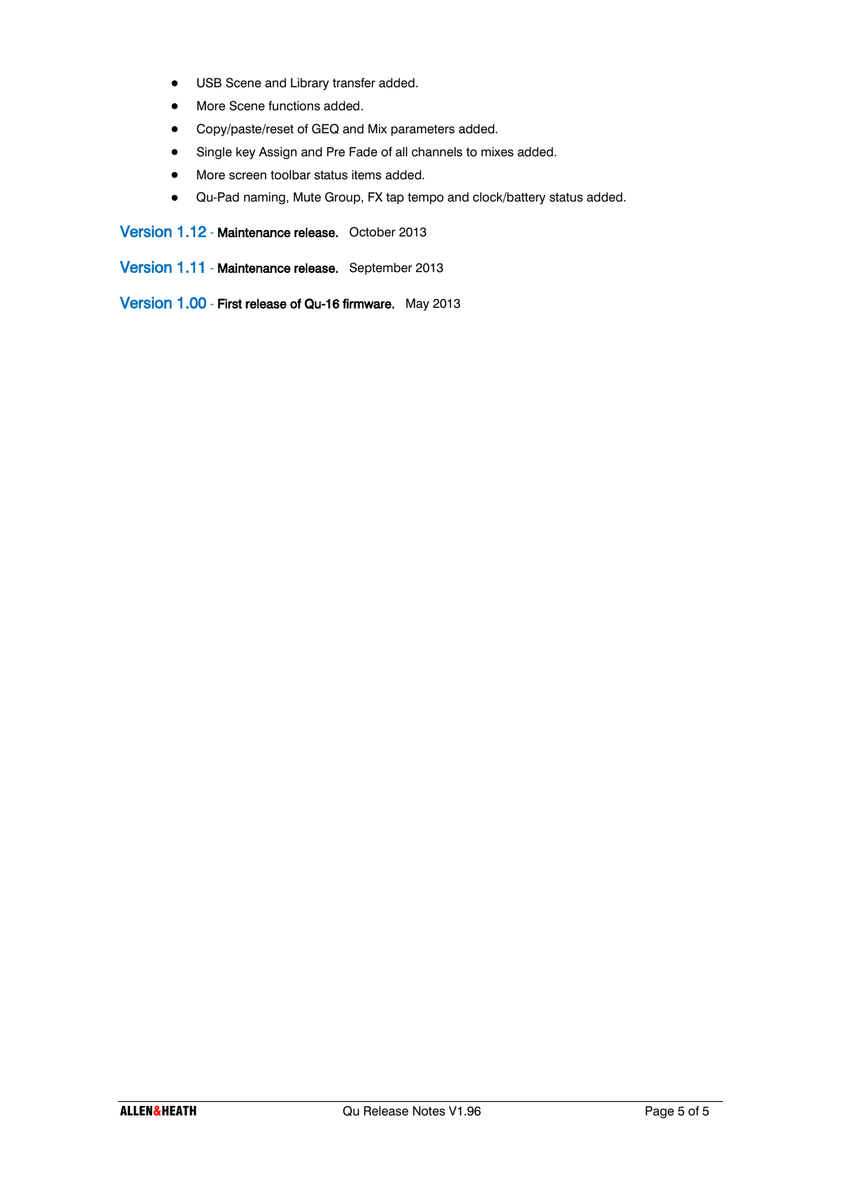- USB Scene and Library transfer added.
- More Scene functions added.
- Copy/paste/reset of GEQ and Mix parameters added.
- Single key Assign and Pre Fade of all channels to mixes added.
- More screen toolbar status items added.
- Qu-Pad naming, Mute Group, FX tap tempo and clock/battery status added.

## Version 1.12 - **Maintenance release.** October 2013

## Version 1.11 - **Maintenance release.** September 2013

## Version 1.00 - **First release of Qu-16 firmware.** May 2013